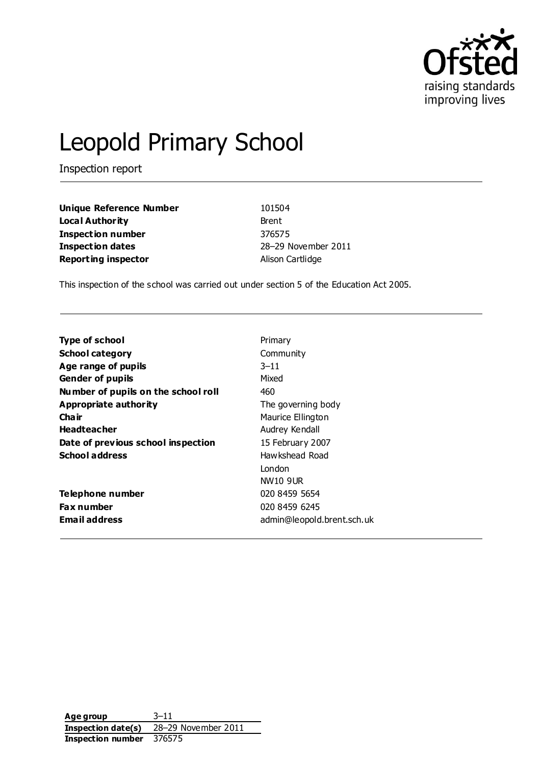# Leopold Primary School

Inspection report

| | |
|---|---|
| **Unique Reference Number** | 101504 |
| **Local Authority** | Brent |
| **Inspection number** | 376575 |
| **Inspection dates** | 28–29 November 2011 |
| **Reporting inspector** | Alison Cartlidge |

This inspection of the school was carried out under section 5 of the Education Act 2005.

| | |
|---|---|
| **Type of school** | Primary |
| **School category** | Community |
| **Age range of pupils** | 3–11 |
| **Gender of pupils** | Mixed |
| **Number of pupils on the school roll** | 460 |
| **Appropriate authority** | The governing body |
| **Chair** | Maurice Ellington |
| **Headteacher** | Audrey Kendall |
| **Date of previous school inspection** | 15 February 2007 |
| **School address** | Hawkshead Road<br>London<br>NW10 9UR |
| **Telephone number** | 020 8459 5654 |
| **Fax number** | 020 8459 6245 |
| **Email address** | admin@leopold.brent.sch.uk |

| | |
|---|---|
| **Age group** | 3–11 |
| **Inspection date(s)** | 28–29 November 2011 |
| **Inspection number** | 376575 |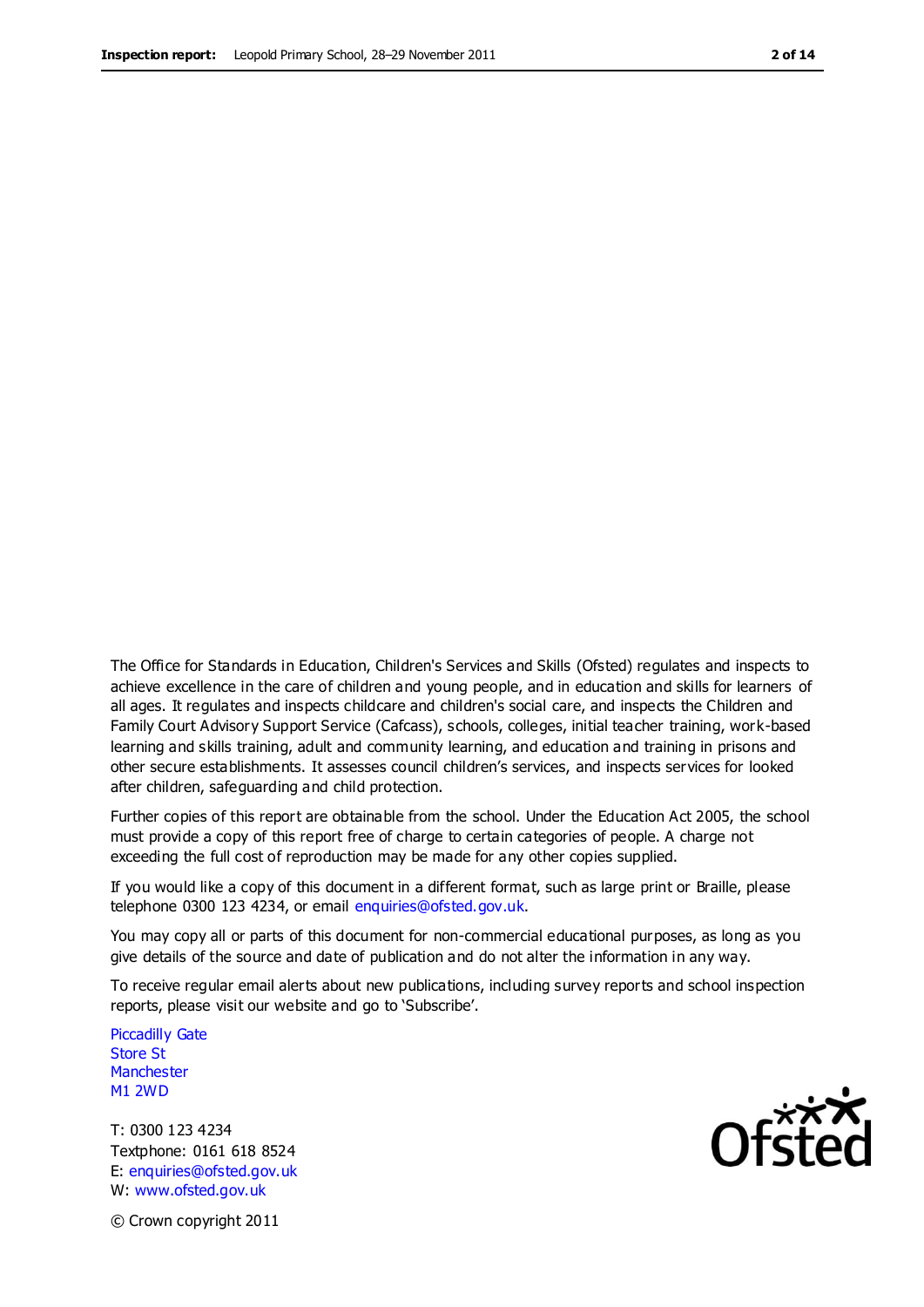The Office for Standards in Education, Children's Services and Skills (Ofsted) regulates and inspects to achieve excellence in the care of children and young people, and in education and skills for learners of all ages. It regulates and inspects childcare and children's social care, and inspects the Children and Family Court Advisory Support Service (Cafcass), schools, colleges, initial teacher training, work-based learning and skills training, adult and community learning, and education and training in prisons and other secure establishments. It assesses council children's services, and inspects services for looked after children, safeguarding and child protection.

Further copies of this report are obtainable from the school. Under the Education Act 2005, the school must provide a copy of this report free of charge to certain categories of people. A charge not exceeding the full cost of reproduction may be made for any other copies supplied.

If you would like a copy of this document in a different format, such as large print or Braille, please telephone 0300 123 4234, or email enquiries@ofsted.gov.uk.

You may copy all or parts of this document for non-commercial educational purposes, as long as you give details of the source and date of publication and do not alter the information in any way.

To receive regular email alerts about new publications, including survey reports and school inspection reports, please visit our website and go to 'Subscribe'.

Piccadilly Gate
Store St
Manchester
M1 2WD

T: 0300 123 4234
Textphone: 0161 618 8524
E: enquiries@ofsted.gov.uk
W: www.ofsted.gov.uk

© Crown copyright 2011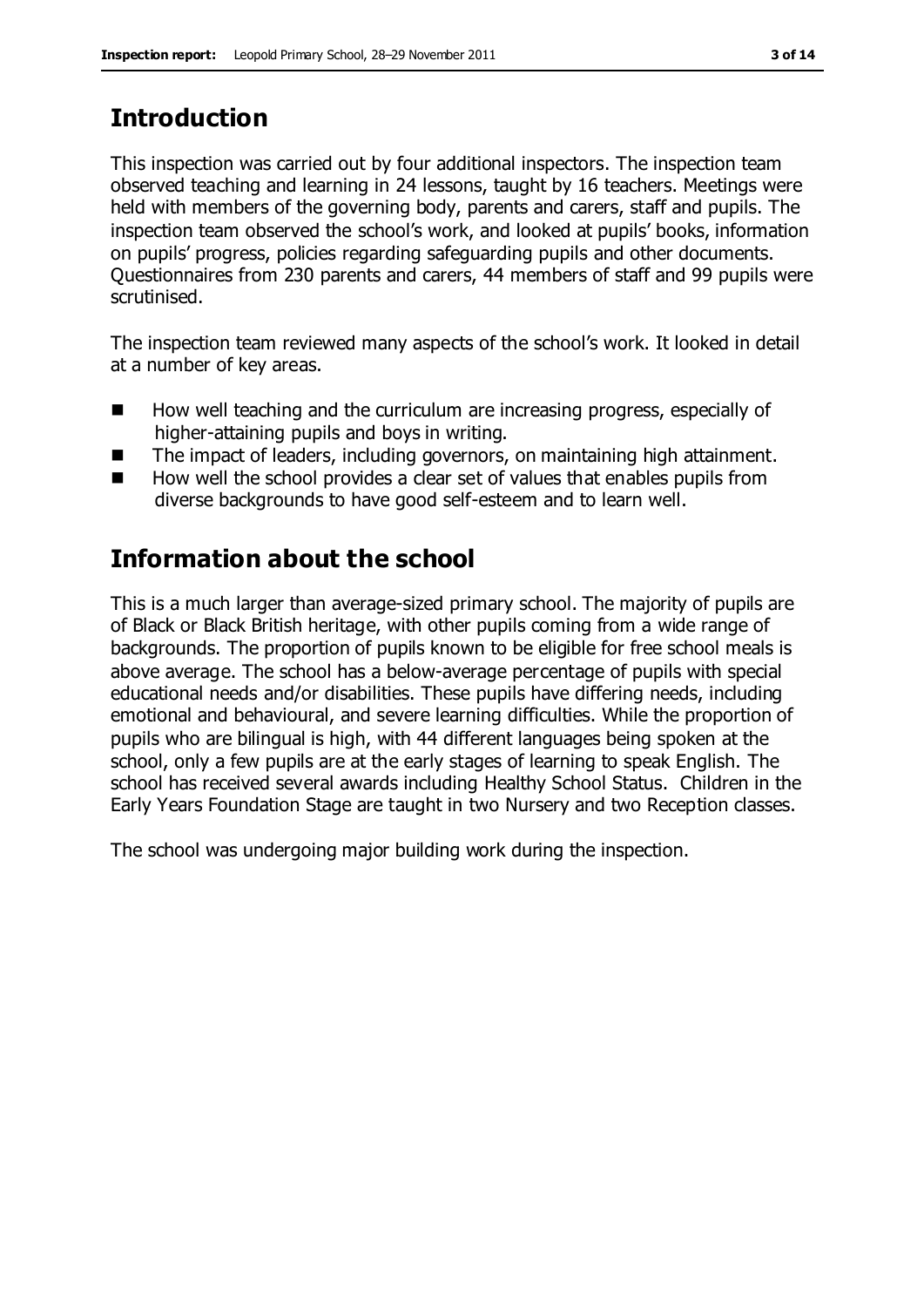## Introduction

This inspection was carried out by four additional inspectors. The inspection team observed teaching and learning in 24 lessons, taught by 16 teachers. Meetings were held with members of the governing body, parents and carers, staff and pupils. The inspection team observed the school's work, and looked at pupils' books, information on pupils' progress, policies regarding safeguarding pupils and other documents. Questionnaires from 230 parents and carers, 44 members of staff and 99 pupils were scrutinised.

The inspection team reviewed many aspects of the school's work. It looked in detail at a number of key areas.

- How well teaching and the curriculum are increasing progress, especially of higher-attaining pupils and boys in writing.
- The impact of leaders, including governors, on maintaining high attainment.
- How well the school provides a clear set of values that enables pupils from diverse backgrounds to have good self-esteem and to learn well.

## Information about the school

This is a much larger than average-sized primary school. The majority of pupils are of Black or Black British heritage, with other pupils coming from a wide range of backgrounds. The proportion of pupils known to be eligible for free school meals is above average. The school has a below-average percentage of pupils with special educational needs and/or disabilities. These pupils have differing needs, including emotional and behavioural, and severe learning difficulties. While the proportion of pupils who are bilingual is high, with 44 different languages being spoken at the school, only a few pupils are at the early stages of learning to speak English. The school has received several awards including Healthy School Status. Children in the Early Years Foundation Stage are taught in two Nursery and two Reception classes.

The school was undergoing major building work during the inspection.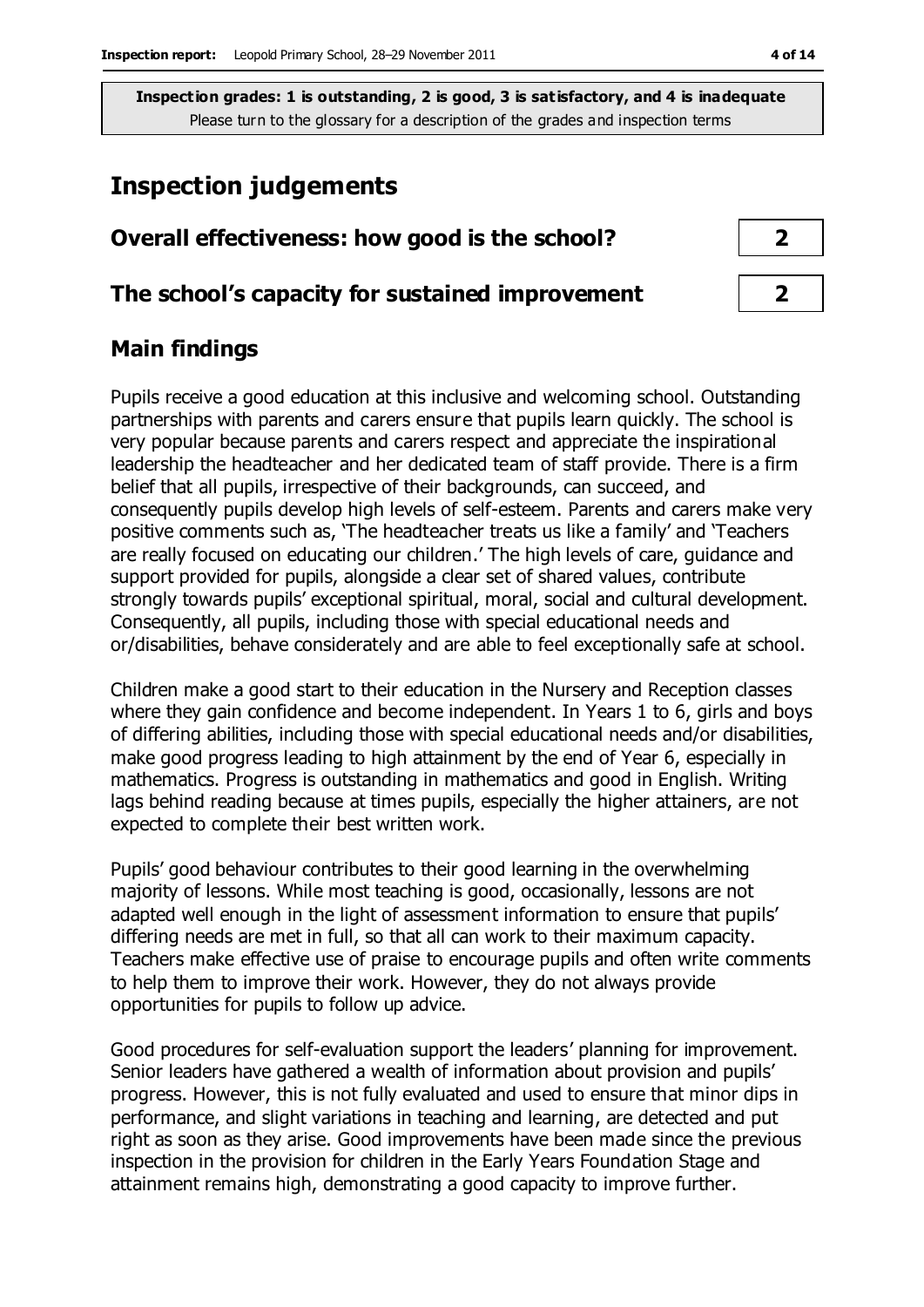**Inspection grades: 1 is outstanding, 2 is good, 3 is satisfactory, and 4 is inadequate**
Please turn to the glossary for a description of the grades and inspection terms

# Inspection judgements

| | |
|---|---|
| **Overall effectiveness: how good is the school?** | **2** |
| **The school's capacity for sustained improvement** | **2** |

## Main findings

Pupils receive a good education at this inclusive and welcoming school. Outstanding partnerships with parents and carers ensure that pupils learn quickly. The school is very popular because parents and carers respect and appreciate the inspirational leadership the headteacher and her dedicated team of staff provide. There is a firm belief that all pupils, irrespective of their backgrounds, can succeed, and consequently pupils develop high levels of self-esteem. Parents and carers make very positive comments such as, 'The headteacher treats us like a family' and 'Teachers are really focused on educating our children.' The high levels of care, guidance and support provided for pupils, alongside a clear set of shared values, contribute strongly towards pupils' exceptional spiritual, moral, social and cultural development. Consequently, all pupils, including those with special educational needs and or/disabilities, behave considerately and are able to feel exceptionally safe at school.

Children make a good start to their education in the Nursery and Reception classes where they gain confidence and become independent. In Years 1 to 6, girls and boys of differing abilities, including those with special educational needs and/or disabilities, make good progress leading to high attainment by the end of Year 6, especially in mathematics. Progress is outstanding in mathematics and good in English. Writing lags behind reading because at times pupils, especially the higher attainers, are not expected to complete their best written work.

Pupils' good behaviour contributes to their good learning in the overwhelming majority of lessons. While most teaching is good, occasionally, lessons are not adapted well enough in the light of assessment information to ensure that pupils' differing needs are met in full, so that all can work to their maximum capacity. Teachers make effective use of praise to encourage pupils and often write comments to help them to improve their work. However, they do not always provide opportunities for pupils to follow up advice.

Good procedures for self-evaluation support the leaders' planning for improvement. Senior leaders have gathered a wealth of information about provision and pupils' progress. However, this is not fully evaluated and used to ensure that minor dips in performance, and slight variations in teaching and learning, are detected and put right as soon as they arise. Good improvements have been made since the previous inspection in the provision for children in the Early Years Foundation Stage and attainment remains high, demonstrating a good capacity to improve further.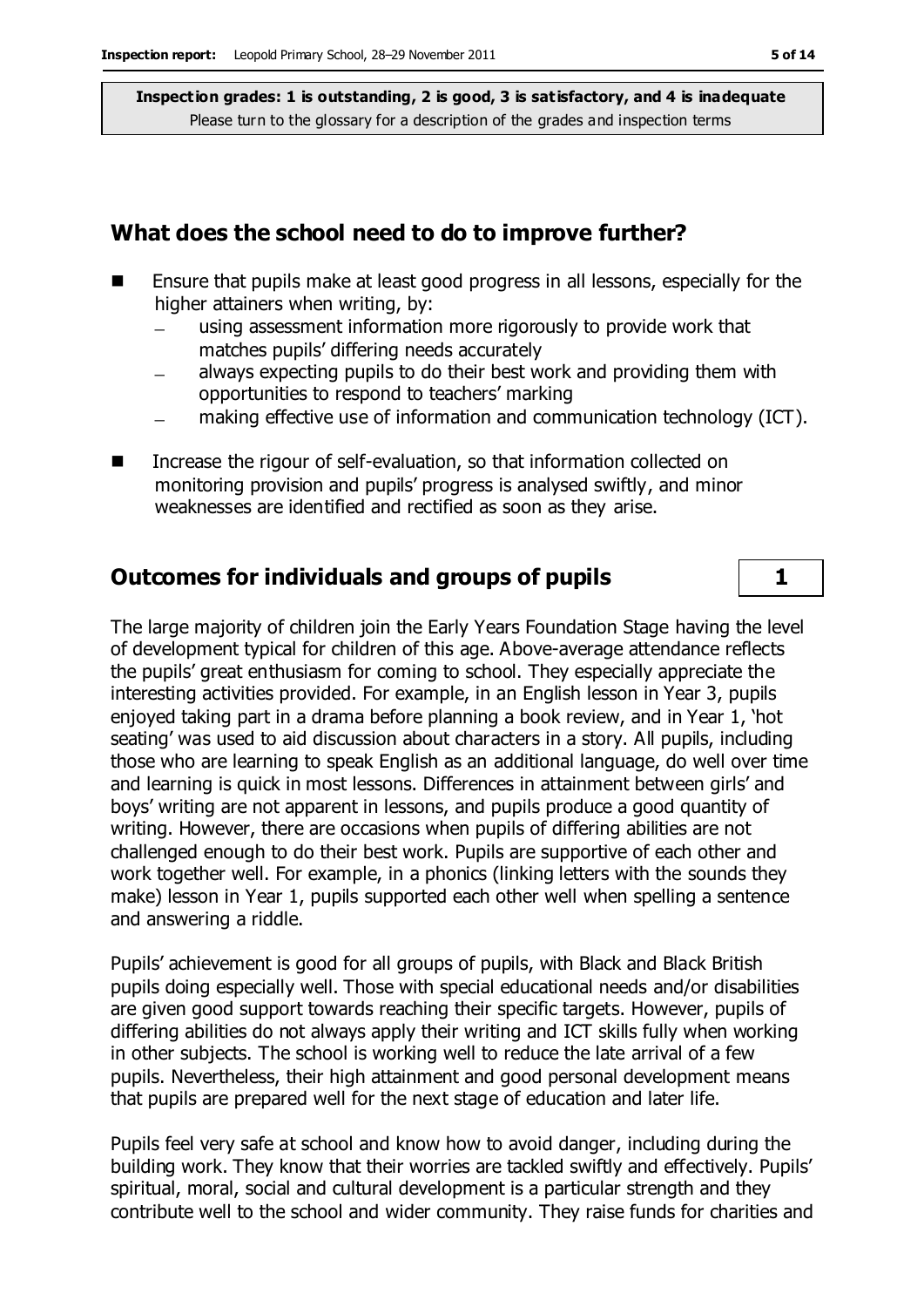**Inspection grades: 1 is outstanding, 2 is good, 3 is satisfactory, and 4 is inadequate**
Please turn to the glossary for a description of the grades and inspection terms

## What does the school need to do to improve further?

- Ensure that pupils make at least good progress in all lessons, especially for the higher attainers when writing, by:
  - using assessment information more rigorously to provide work that matches pupils' differing needs accurately
  - always expecting pupils to do their best work and providing them with opportunities to respond to teachers' marking
  - making effective use of information and communication technology (ICT).
- Increase the rigour of self-evaluation, so that information collected on monitoring provision and pupils' progress is analysed swiftly, and minor weaknesses are identified and rectified as soon as they arise.

## Outcomes for individuals and groups of pupils — 1

The large majority of children join the Early Years Foundation Stage having the level of development typical for children of this age. Above-average attendance reflects the pupils' great enthusiasm for coming to school. They especially appreciate the interesting activities provided. For example, in an English lesson in Year 3, pupils enjoyed taking part in a drama before planning a book review, and in Year 1, 'hot seating' was used to aid discussion about characters in a story. All pupils, including those who are learning to speak English as an additional language, do well over time and learning is quick in most lessons. Differences in attainment between girls' and boys' writing are not apparent in lessons, and pupils produce a good quantity of writing. However, there are occasions when pupils of differing abilities are not challenged enough to do their best work. Pupils are supportive of each other and work together well. For example, in a phonics (linking letters with the sounds they make) lesson in Year 1, pupils supported each other well when spelling a sentence and answering a riddle.

Pupils' achievement is good for all groups of pupils, with Black and Black British pupils doing especially well. Those with special educational needs and/or disabilities are given good support towards reaching their specific targets. However, pupils of differing abilities do not always apply their writing and ICT skills fully when working in other subjects. The school is working well to reduce the late arrival of a few pupils. Nevertheless, their high attainment and good personal development means that pupils are prepared well for the next stage of education and later life.

Pupils feel very safe at school and know how to avoid danger, including during the building work. They know that their worries are tackled swiftly and effectively. Pupils' spiritual, moral, social and cultural development is a particular strength and they contribute well to the school and wider community. They raise funds for charities and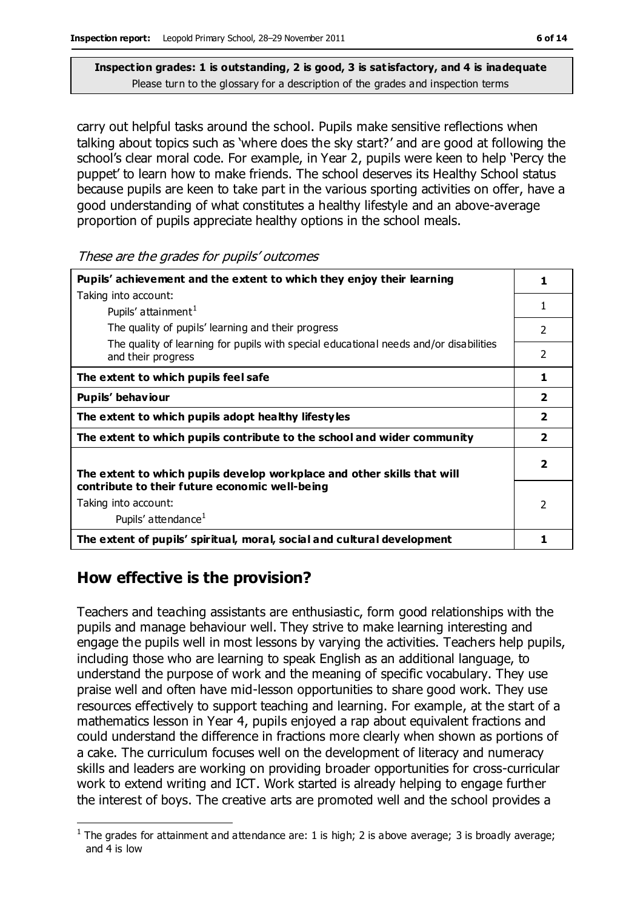**Inspection grades: 1 is outstanding, 2 is good, 3 is satisfactory, and 4 is inadequate**
Please turn to the glossary for a description of the grades and inspection terms

carry out helpful tasks around the school. Pupils make sensitive reflections when talking about topics such as 'where does the sky start?' and are good at following the school's clear moral code. For example, in Year 2, pupils were keen to help 'Percy the puppet' to learn how to make friends. The school deserves its Healthy School status because pupils are keen to take part in the various sporting activities on offer, have a good understanding of what constitutes a healthy lifestyle and an above-average proportion of pupils appreciate healthy options in the school meals.

*These are the grades for pupils' outcomes*

| | |
|---|---|
| **Pupils' achievement and the extent to which they enjoy their learning** | **1** |
| Taking into account: Pupils' attainment[1] | 1 |
| The quality of pupils' learning and their progress | 2 |
| The quality of learning for pupils with special educational needs and/or disabilities and their progress | 2 |
| **The extent to which pupils feel safe** | **1** |
| **Pupils' behaviour** | **2** |
| **The extent to which pupils adopt healthy lifestyles** | **2** |
| **The extent to which pupils contribute to the school and wider community** | **2** |
| **The extent to which pupils develop workplace and other skills that will contribute to their future economic well-being** | **2** |
| Taking into account: Pupils' attendance[1] | 2 |
| **The extent of pupils' spiritual, moral, social and cultural development** | **1** |

## How effective is the provision?

Teachers and teaching assistants are enthusiastic, form good relationships with the pupils and manage behaviour well. They strive to make learning interesting and engage the pupils well in most lessons by varying the activities. Teachers help pupils, including those who are learning to speak English as an additional language, to understand the purpose of work and the meaning of specific vocabulary. They use praise well and often have mid-lesson opportunities to share good work. They use resources effectively to support teaching and learning. For example, at the start of a mathematics lesson in Year 4, pupils enjoyed a rap about equivalent fractions and could understand the difference in fractions more clearly when shown as portions of a cake. The curriculum focuses well on the development of literacy and numeracy skills and leaders are working on providing broader opportunities for cross-curricular work to extend writing and ICT. Work started is already helping to engage further the interest of boys. The creative arts are promoted well and the school provides a

[1] The grades for attainment and attendance are: 1 is high; 2 is above average; 3 is broadly average; and 4 is low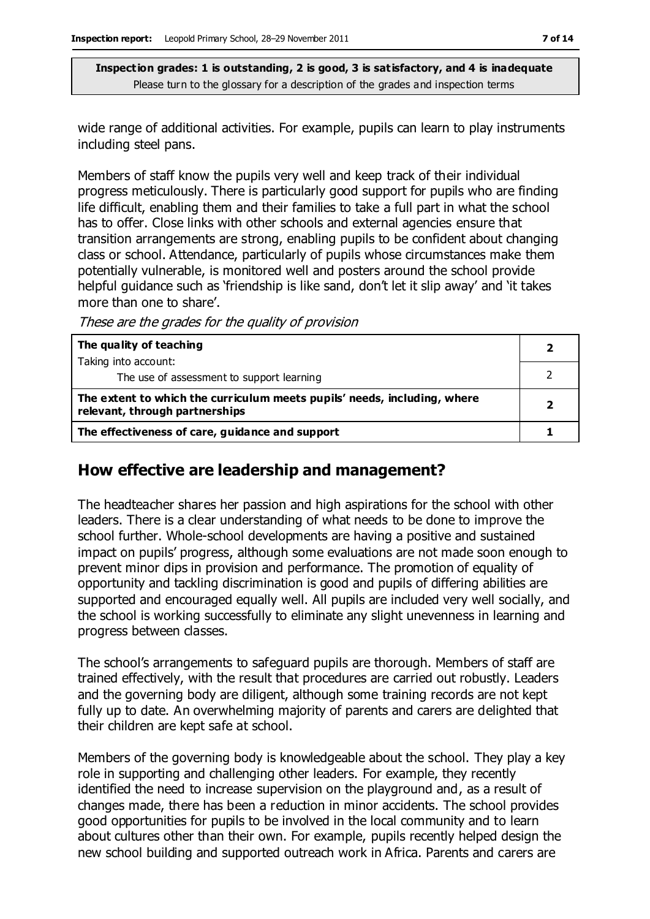**Inspection grades: 1 is outstanding, 2 is good, 3 is satisfactory, and 4 is inadequate**
Please turn to the glossary for a description of the grades and inspection terms

wide range of additional activities. For example, pupils can learn to play instruments including steel pans.

Members of staff know the pupils very well and keep track of their individual progress meticulously. There is particularly good support for pupils who are finding life difficult, enabling them and their families to take a full part in what the school has to offer. Close links with other schools and external agencies ensure that transition arrangements are strong, enabling pupils to be confident about changing class or school. Attendance, particularly of pupils whose circumstances make them potentially vulnerable, is monitored well and posters around the school provide helpful guidance such as 'friendship is like sand, don't let it slip away' and 'it takes more than one to share'.

*These are the grades for the quality of provision*

| | |
|---|---|
| **The quality of teaching** | **2** |
| Taking into account: The use of assessment to support learning | 2 |
| **The extent to which the curriculum meets pupils' needs, including, where relevant, through partnerships** | **2** |
| **The effectiveness of care, guidance and support** | **1** |

## How effective are leadership and management?

The headteacher shares her passion and high aspirations for the school with other leaders. There is a clear understanding of what needs to be done to improve the school further. Whole-school developments are having a positive and sustained impact on pupils' progress, although some evaluations are not made soon enough to prevent minor dips in provision and performance. The promotion of equality of opportunity and tackling discrimination is good and pupils of differing abilities are supported and encouraged equally well. All pupils are included very well socially, and the school is working successfully to eliminate any slight unevenness in learning and progress between classes.

The school's arrangements to safeguard pupils are thorough. Members of staff are trained effectively, with the result that procedures are carried out robustly. Leaders and the governing body are diligent, although some training records are not kept fully up to date. An overwhelming majority of parents and carers are delighted that their children are kept safe at school.

Members of the governing body is knowledgeable about the school. They play a key role in supporting and challenging other leaders. For example, they recently identified the need to increase supervision on the playground and, as a result of changes made, there has been a reduction in minor accidents. The school provides good opportunities for pupils to be involved in the local community and to learn about cultures other than their own. For example, pupils recently helped design the new school building and supported outreach work in Africa. Parents and carers are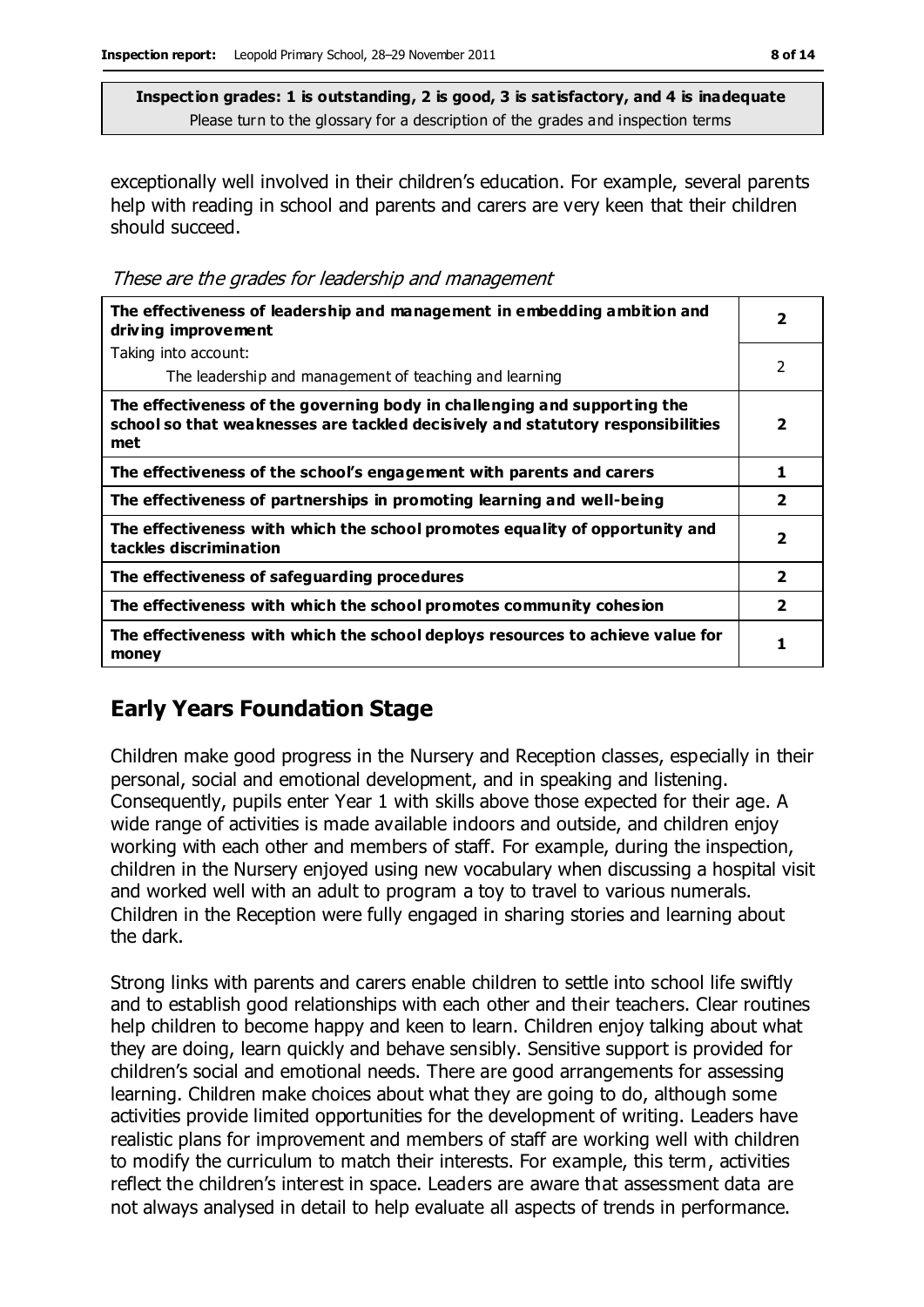**Inspection grades: 1 is outstanding, 2 is good, 3 is satisfactory, and 4 is inadequate**
Please turn to the glossary for a description of the grades and inspection terms

exceptionally well involved in their children's education. For example, several parents help with reading in school and parents and carers are very keen that their children should succeed.

*These are the grades for leadership and management*

| | |
|---|---|
| **The effectiveness of leadership and management in embedding ambition and driving improvement** | **2** |
| Taking into account:<br>The leadership and management of teaching and learning | 2 |
| **The effectiveness of the governing body in challenging and supporting the school so that weaknesses are tackled decisively and statutory responsibilities met** | **2** |
| **The effectiveness of the school's engagement with parents and carers** | **1** |
| **The effectiveness of partnerships in promoting learning and well-being** | **2** |
| **The effectiveness with which the school promotes equality of opportunity and tackles discrimination** | **2** |
| **The effectiveness of safeguarding procedures** | **2** |
| **The effectiveness with which the school promotes community cohesion** | **2** |
| **The effectiveness with which the school deploys resources to achieve value for money** | **1** |

## Early Years Foundation Stage

Children make good progress in the Nursery and Reception classes, especially in their personal, social and emotional development, and in speaking and listening. Consequently, pupils enter Year 1 with skills above those expected for their age. A wide range of activities is made available indoors and outside, and children enjoy working with each other and members of staff. For example, during the inspection, children in the Nursery enjoyed using new vocabulary when discussing a hospital visit and worked well with an adult to program a toy to travel to various numerals. Children in the Reception were fully engaged in sharing stories and learning about the dark.

Strong links with parents and carers enable children to settle into school life swiftly and to establish good relationships with each other and their teachers. Clear routines help children to become happy and keen to learn. Children enjoy talking about what they are doing, learn quickly and behave sensibly. Sensitive support is provided for children's social and emotional needs. There are good arrangements for assessing learning. Children make choices about what they are going to do, although some activities provide limited opportunities for the development of writing. Leaders have realistic plans for improvement and members of staff are working well with children to modify the curriculum to match their interests. For example, this term, activities reflect the children's interest in space. Leaders are aware that assessment data are not always analysed in detail to help evaluate all aspects of trends in performance.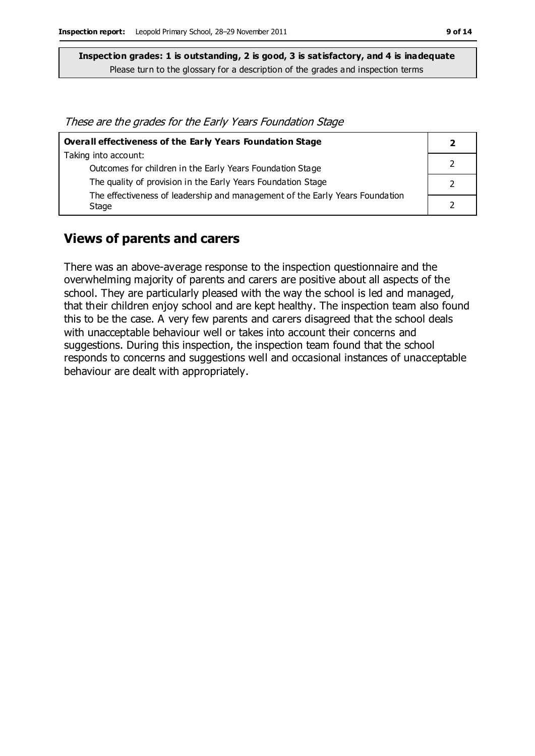**Inspection grades: 1 is outstanding, 2 is good, 3 is satisfactory, and 4 is inadequate**
Please turn to the glossary for a description of the grades and inspection terms

*These are the grades for the Early Years Foundation Stage*

| **Overall effectiveness of the Early Years Foundation Stage** | **2** |
| --- | --- |
| Taking into account:<br>Outcomes for children in the Early Years Foundation Stage | 2 |
| The quality of provision in the Early Years Foundation Stage | 2 |
| The effectiveness of leadership and management of the Early Years Foundation Stage | 2 |

## Views of parents and carers

There was an above-average response to the inspection questionnaire and the overwhelming majority of parents and carers are positive about all aspects of the school. They are particularly pleased with the way the school is led and managed, that their children enjoy school and are kept healthy. The inspection team also found this to be the case. A very few parents and carers disagreed that the school deals with unacceptable behaviour well or takes into account their concerns and suggestions. During this inspection, the inspection team found that the school responds to concerns and suggestions well and occasional instances of unacceptable behaviour are dealt with appropriately.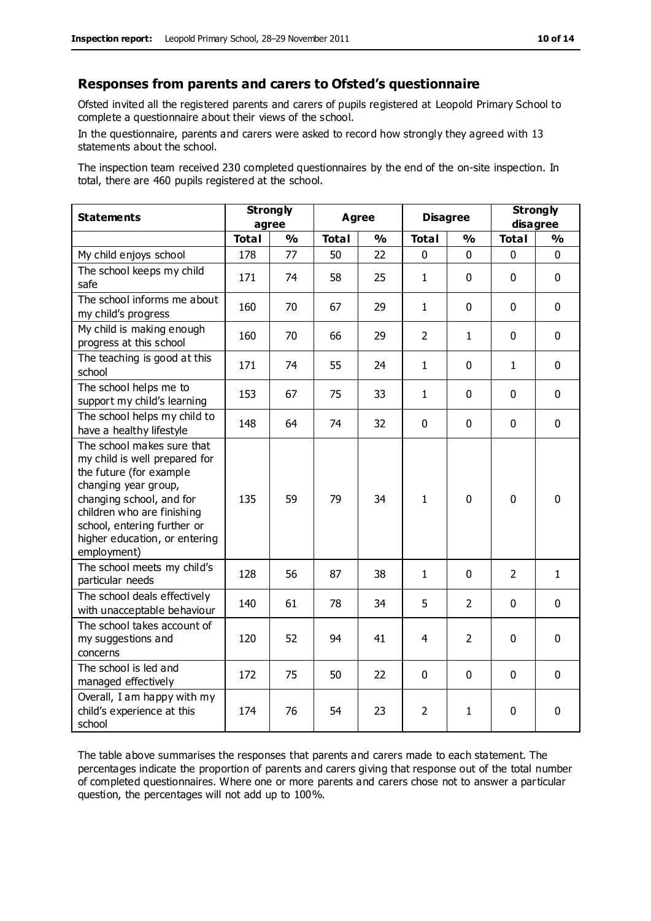## Responses from parents and carers to Ofsted's questionnaire

Ofsted invited all the registered parents and carers of pupils registered at Leopold Primary School to complete a questionnaire about their views of the school.

In the questionnaire, parents and carers were asked to record how strongly they agreed with 13 statements about the school.

The inspection team received 230 completed questionnaires by the end of the on-site inspection. In total, there are 460 pupils registered at the school.

| Statements | Strongly agree | | Agree | | Disagree | | Strongly disagree | |
|---|---|---|---|---|---|---|---|---|
| | **Total** | **%** | **Total** | **%** | **Total** | **%** | **Total** | **%** |
| My child enjoys school | 178 | 77 | 50 | 22 | 0 | 0 | 0 | 0 |
| The school keeps my child safe | 171 | 74 | 58 | 25 | 1 | 0 | 0 | 0 |
| The school informs me about my child's progress | 160 | 70 | 67 | 29 | 1 | 0 | 0 | 0 |
| My child is making enough progress at this school | 160 | 70 | 66 | 29 | 2 | 1 | 0 | 0 |
| The teaching is good at this school | 171 | 74 | 55 | 24 | 1 | 0 | 1 | 0 |
| The school helps me to support my child's learning | 153 | 67 | 75 | 33 | 1 | 0 | 0 | 0 |
| The school helps my child to have a healthy lifestyle | 148 | 64 | 74 | 32 | 0 | 0 | 0 | 0 |
| The school makes sure that my child is well prepared for the future (for example changing year group, changing school, and for children who are finishing school, entering further or higher education, or entering employment) | 135 | 59 | 79 | 34 | 1 | 0 | 0 | 0 |
| The school meets my child's particular needs | 128 | 56 | 87 | 38 | 1 | 0 | 2 | 1 |
| The school deals effectively with unacceptable behaviour | 140 | 61 | 78 | 34 | 5 | 2 | 0 | 0 |
| The school takes account of my suggestions and concerns | 120 | 52 | 94 | 41 | 4 | 2 | 0 | 0 |
| The school is led and managed effectively | 172 | 75 | 50 | 22 | 0 | 0 | 0 | 0 |
| Overall, I am happy with my child's experience at this school | 174 | 76 | 54 | 23 | 2 | 1 | 0 | 0 |

The table above summarises the responses that parents and carers made to each statement. The percentages indicate the proportion of parents and carers giving that response out of the total number of completed questionnaires. Where one or more parents and carers chose not to answer a particular question, the percentages will not add up to 100%.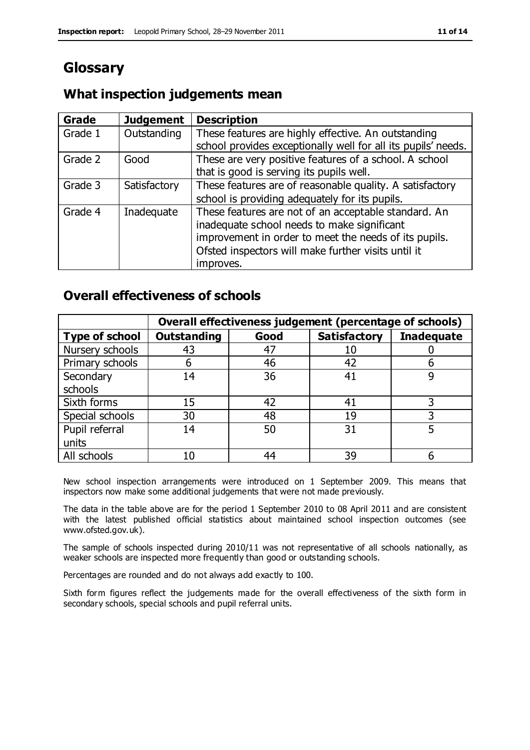# Glossary

## What inspection judgements mean

| Grade | Judgement | Description |
|---|---|---|
| Grade 1 | Outstanding | These features are highly effective. An outstanding school provides exceptionally well for all its pupils' needs. |
| Grade 2 | Good | These are very positive features of a school. A school that is good is serving its pupils well. |
| Grade 3 | Satisfactory | These features are of reasonable quality. A satisfactory school is providing adequately for its pupils. |
| Grade 4 | Inadequate | These features are not of an acceptable standard. An inadequate school needs to make significant improvement in order to meet the needs of its pupils. Ofsted inspectors will make further visits until it improves. |

## Overall effectiveness of schools

| | Overall effectiveness judgement (percentage of schools) | | | |
|---|---|---|---|---|
| **Type of school** | **Outstanding** | **Good** | **Satisfactory** | **Inadequate** |
| Nursery schools | 43 | 47 | 10 | 0 |
| Primary schools | 6 | 46 | 42 | 6 |
| Secondary schools | 14 | 36 | 41 | 9 |
| Sixth forms | 15 | 42 | 41 | 3 |
| Special schools | 30 | 48 | 19 | 3 |
| Pupil referral units | 14 | 50 | 31 | 5 |
| All schools | 10 | 44 | 39 | 6 |

New school inspection arrangements were introduced on 1 September 2009. This means that inspectors now make some additional judgements that were not made previously.

The data in the table above are for the period 1 September 2010 to 08 April 2011 and are consistent with the latest published official statistics about maintained school inspection outcomes (see www.ofsted.gov.uk).

The sample of schools inspected during 2010/11 was not representative of all schools nationally, as weaker schools are inspected more frequently than good or outstanding schools.

Percentages are rounded and do not always add exactly to 100.

Sixth form figures reflect the judgements made for the overall effectiveness of the sixth form in secondary schools, special schools and pupil referral units.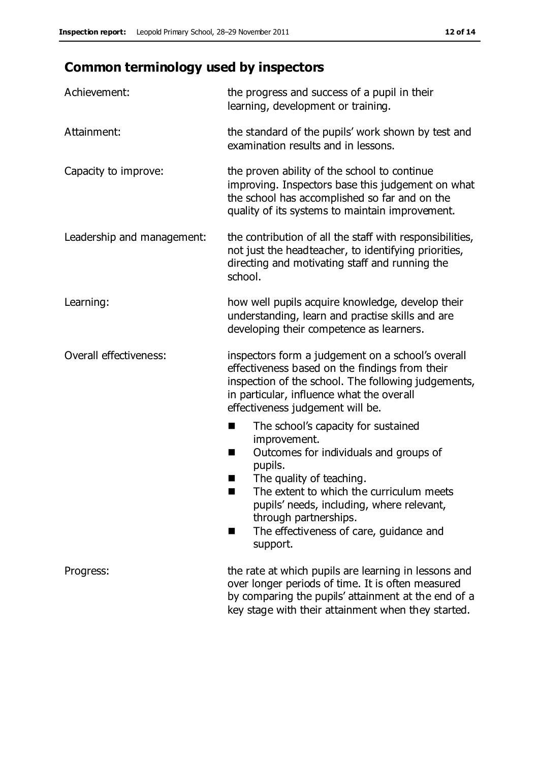## Common terminology used by inspectors

| | |
|---|---|
| Achievement: | the progress and success of a pupil in their learning, development or training. |
| Attainment: | the standard of the pupils' work shown by test and examination results and in lessons. |
| Capacity to improve: | the proven ability of the school to continue improving. Inspectors base this judgement on what the school has accomplished so far and on the quality of its systems to maintain improvement. |
| Leadership and management: | the contribution of all the staff with responsibilities, not just the headteacher, to identifying priorities, directing and motivating staff and running the school. |
| Learning: | how well pupils acquire knowledge, develop their understanding, learn and practise skills and are developing their competence as learners. |
| Overall effectiveness: | inspectors form a judgement on a school's overall effectiveness based on the findings from their inspection of the school. The following judgements, in particular, influence what the overall effectiveness judgement will be. <br>■ The school's capacity for sustained improvement.<br>■ Outcomes for individuals and groups of pupils.<br>■ The quality of teaching.<br>■ The extent to which the curriculum meets pupils' needs, including, where relevant, through partnerships.<br>■ The effectiveness of care, guidance and support. |
| Progress: | the rate at which pupils are learning in lessons and over longer periods of time. It is often measured by comparing the pupils' attainment at the end of a key stage with their attainment when they started. |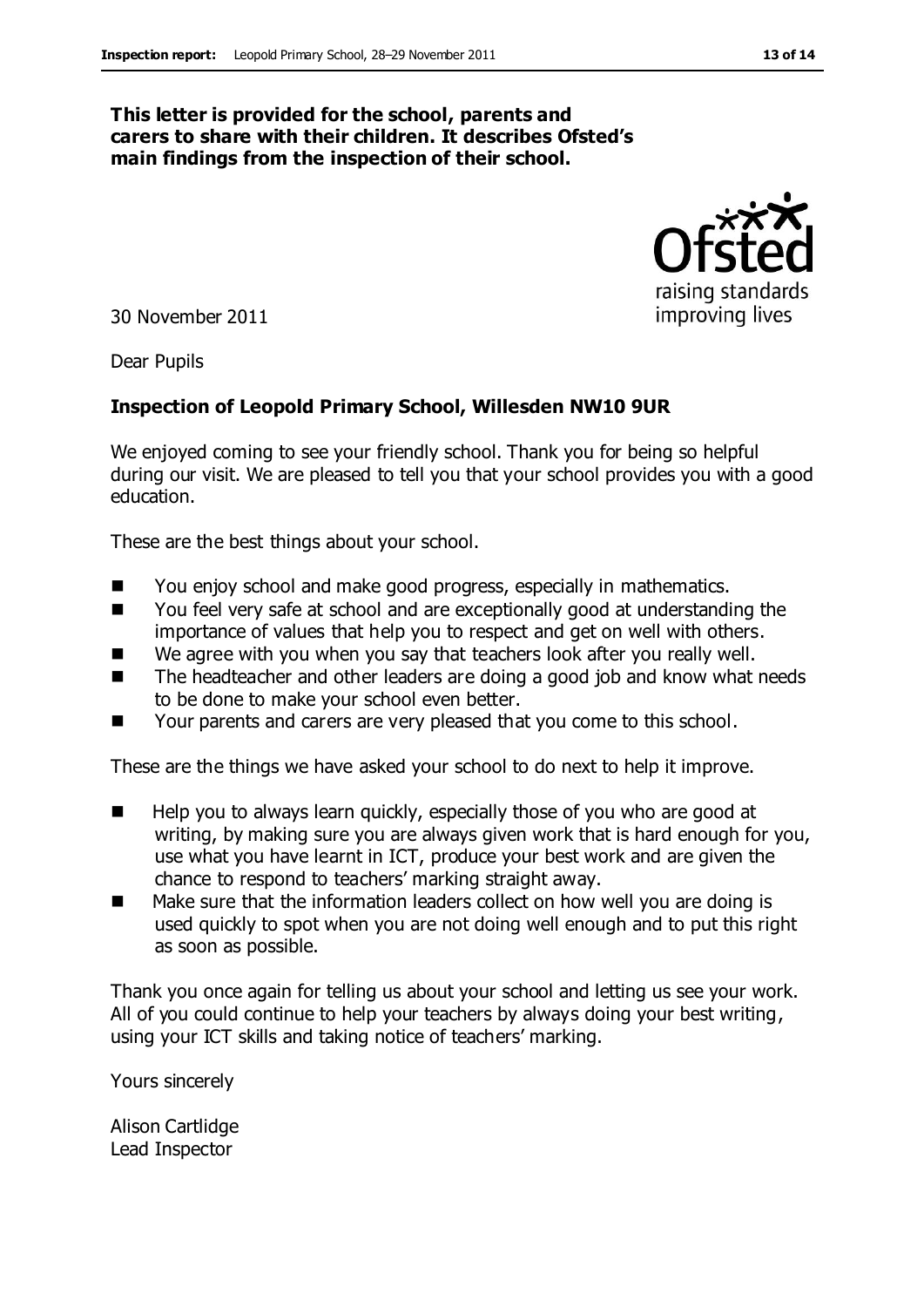**This letter is provided for the school, parents and carers to share with their children. It describes Ofsted's main findings from the inspection of their school.**

30 November 2011

Dear Pupils

**Inspection of Leopold Primary School, Willesden NW10 9UR**

We enjoyed coming to see your friendly school. Thank you for being so helpful during our visit. We are pleased to tell you that your school provides you with a good education.

These are the best things about your school.

- You enjoy school and make good progress, especially in mathematics.
- You feel very safe at school and are exceptionally good at understanding the importance of values that help you to respect and get on well with others.
- We agree with you when you say that teachers look after you really well.
- The headteacher and other leaders are doing a good job and know what needs to be done to make your school even better.
- Your parents and carers are very pleased that you come to this school.

These are the things we have asked your school to do next to help it improve.

- Help you to always learn quickly, especially those of you who are good at writing, by making sure you are always given work that is hard enough for you, use what you have learnt in ICT, produce your best work and are given the chance to respond to teachers' marking straight away.
- Make sure that the information leaders collect on how well you are doing is used quickly to spot when you are not doing well enough and to put this right as soon as possible.

Thank you once again for telling us about your school and letting us see your work. All of you could continue to help your teachers by always doing your best writing, using your ICT skills and taking notice of teachers' marking.

Yours sincerely

Alison Cartlidge
Lead Inspector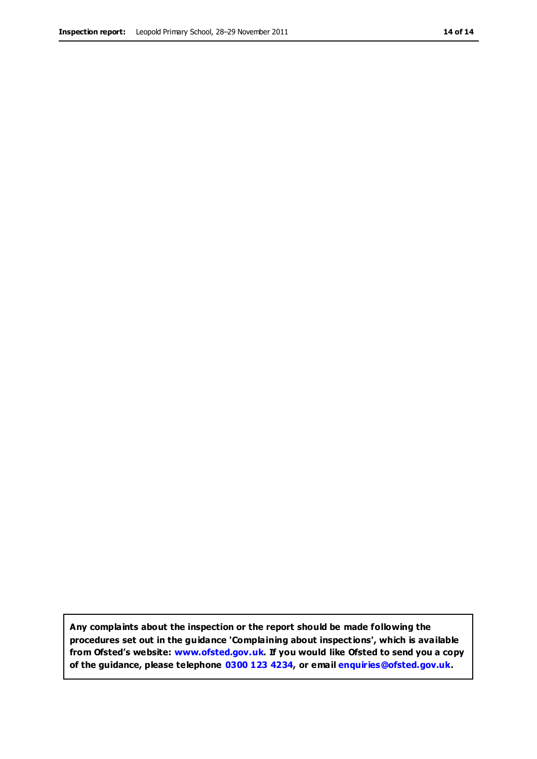**Any complaints about the inspection or the report should be made following the procedures set out in the guidance 'Complaining about inspections', which is available from Ofsted's website: www.ofsted.gov.uk. If you would like Ofsted to send you a copy of the guidance, please telephone 0300 123 4234, or email enquiries@ofsted.gov.uk.**